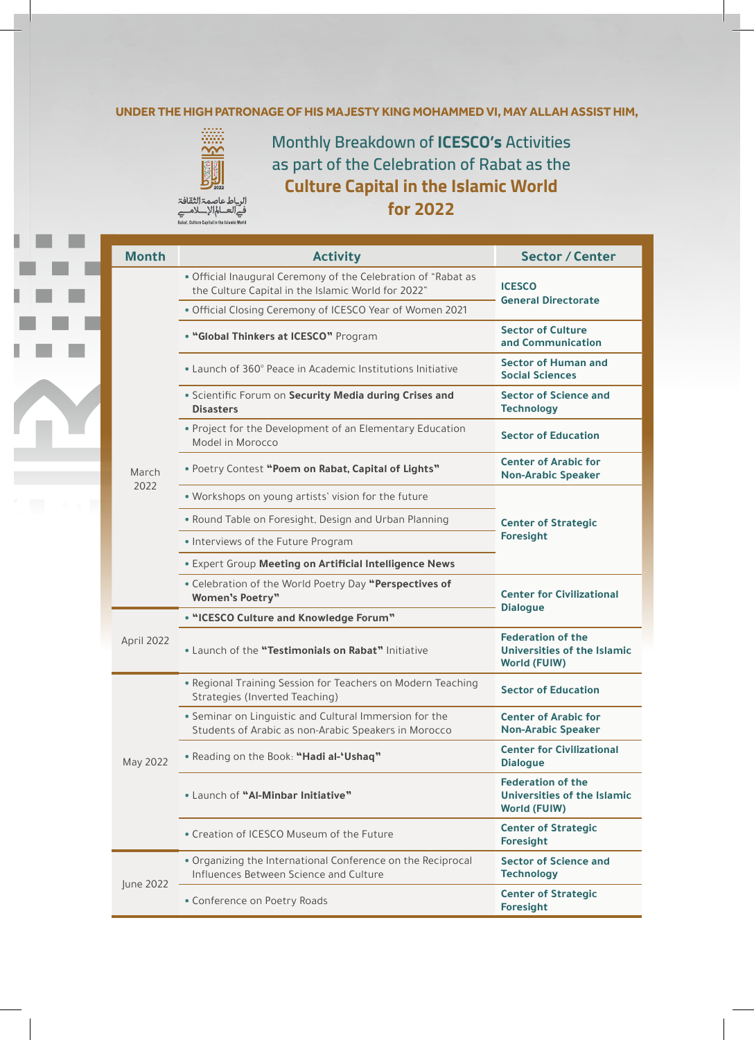UNDER THE HIGH PATRONAGE OF HIS MAJESTY KING MOHAMMED VI, MAY ALLAH ASSIST HIM,

الرباط عاصمة الثقافة في العالم الإسلامي

Rabat, Culture Capital in the Islamic World

# Monthly Breakdown of **ICESCO's** Activities as part of the Celebration of Rabat as the **Culture Capital in the Islamic World for 2022**

| Month | Activity | Sector / Center |
|---|---|---|
| March 2022 | • Official Inaugural Ceremony of the Celebration of "Rabat as the Culture Capital in the Islamic World for 2022" | **ICESCO General Directorate** |
| | • Official Closing Ceremony of ICESCO Year of Women 2021 | |
| | • **"Global Thinkers at ICESCO"** Program | **Sector of Culture and Communication** |
| | • Launch of 360° Peace in Academic Institutions Initiative | **Sector of Human and Social Sciences** |
| | • Scientific Forum on **Security Media during Crises and Disasters** | **Sector of Science and Technology** |
| | • Project for the Development of an Elementary Education Model in Morocco | **Sector of Education** |
| | • Poetry Contest **"Poem on Rabat, Capital of Lights"** | **Center of Arabic for Non-Arabic Speaker** |
| | • Workshops on young artists' vision for the future | **Center of Strategic Foresight** |
| | • Round Table on Foresight, Design and Urban Planning | |
| | • Interviews of the Future Program | |
| | • Expert Group **Meeting on Artificial Intelligence News** | |
| | • Celebration of the World Poetry Day **"Perspectives of Women's Poetry"** | **Center for Civilizational Dialogue** |
| April 2022 | • **"ICESCO Culture and Knowledge Forum"** | |
| | • Launch of the **"Testimonials on Rabat"** Initiative | **Federation of the Universities of the Islamic World (FUIW)** |
| May 2022 | • Regional Training Session for Teachers on Modern Teaching Strategies (Inverted Teaching) | **Sector of Education** |
| | • Seminar on Linguistic and Cultural Immersion for the Students of Arabic as non-Arabic Speakers in Morocco | **Center of Arabic for Non-Arabic Speaker** |
| | • Reading on the Book: **"Hadi al-'Ushaq"** | **Center for Civilizational Dialogue** |
| | • Launch of **"Al-Minbar Initiative"** | **Federation of the Universities of the Islamic World (FUIW)** |
| | • Creation of ICESCO Museum of the Future | **Center of Strategic Foresight** |
| June 2022 | • Organizing the International Conference on the Reciprocal Influences Between Science and Culture | **Sector of Science and Technology** |
| | • Conference on Poetry Roads | **Center of Strategic Foresight** |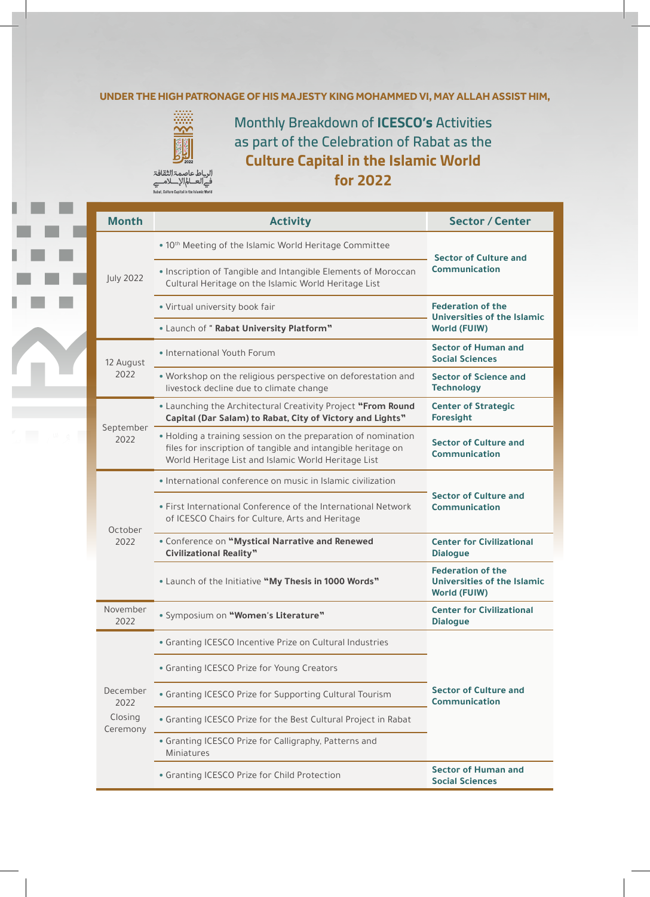UNDER THE HIGH PATRONAGE OF HIS MAJESTY KING MOHAMMED VI, MAY ALLAH ASSIST HIM,

الرباط عاصمة الثقافة في العالم الإسلامي

Rabat, Culture Capital in the Islamic World 2022

# Monthly Breakdown of **ICESCO's** Activities as part of the Celebration of Rabat as the **Culture Capital in the Islamic World for 2022**

| Month | Activity | Sector / Center |
| --- | --- | --- |
| July 2022 | • 10th Meeting of the Islamic World Heritage Committee | **Sector of Culture and Communication** |
| | • Inscription of Tangible and Intangible Elements of Moroccan Cultural Heritage on the Islamic World Heritage List | |
| | • Virtual university book fair | **Federation of the Universities of the Islamic World (FUIW)** |
| | • Launch of " **Rabat University Platform"** | |
| 12 August 2022 | • International Youth Forum | **Sector of Human and Social Sciences** |
| | • Workshop on the religious perspective on deforestation and livestock decline due to climate change | **Sector of Science and Technology** |
| September 2022 | • Launching the Architectural Creativity Project **"From Round Capital (Dar Salam) to Rabat, City of Victory and Lights"** | **Center of Strategic Foresight** |
| | • Holding a training session on the preparation of nomination files for inscription of tangible and intangible heritage on World Heritage List and Islamic World Heritage List | **Sector of Culture and Communication** |
| October 2022 | • International conference on music in Islamic civilization | **Sector of Culture and Communication** |
| | • First International Conference of the International Network of ICESCO Chairs for Culture, Arts and Heritage | |
| | • Conference on **"Mystical Narrative and Renewed Civilizational Reality"** | **Center for Civilizational Dialogue** |
| | • Launch of the Initiative **"My Thesis in 1000 Words"** | **Federation of the Universities of the Islamic World (FUIW)** |
| November 2022 | • Symposium on **"Women's Literature"** | **Center for Civilizational Dialogue** |
| December 2022 Closing Ceremony | • Granting ICESCO Incentive Prize on Cultural Industries | **Sector of Culture and Communication** |
| | • Granting ICESCO Prize for Young Creators | |
| | • Granting ICESCO Prize for Supporting Cultural Tourism | |
| | • Granting ICESCO Prize for the Best Cultural Project in Rabat | |
| | • Granting ICESCO Prize for Calligraphy, Patterns and Miniatures | |
| | • Granting ICESCO Prize for Child Protection | **Sector of Human and Social Sciences** |